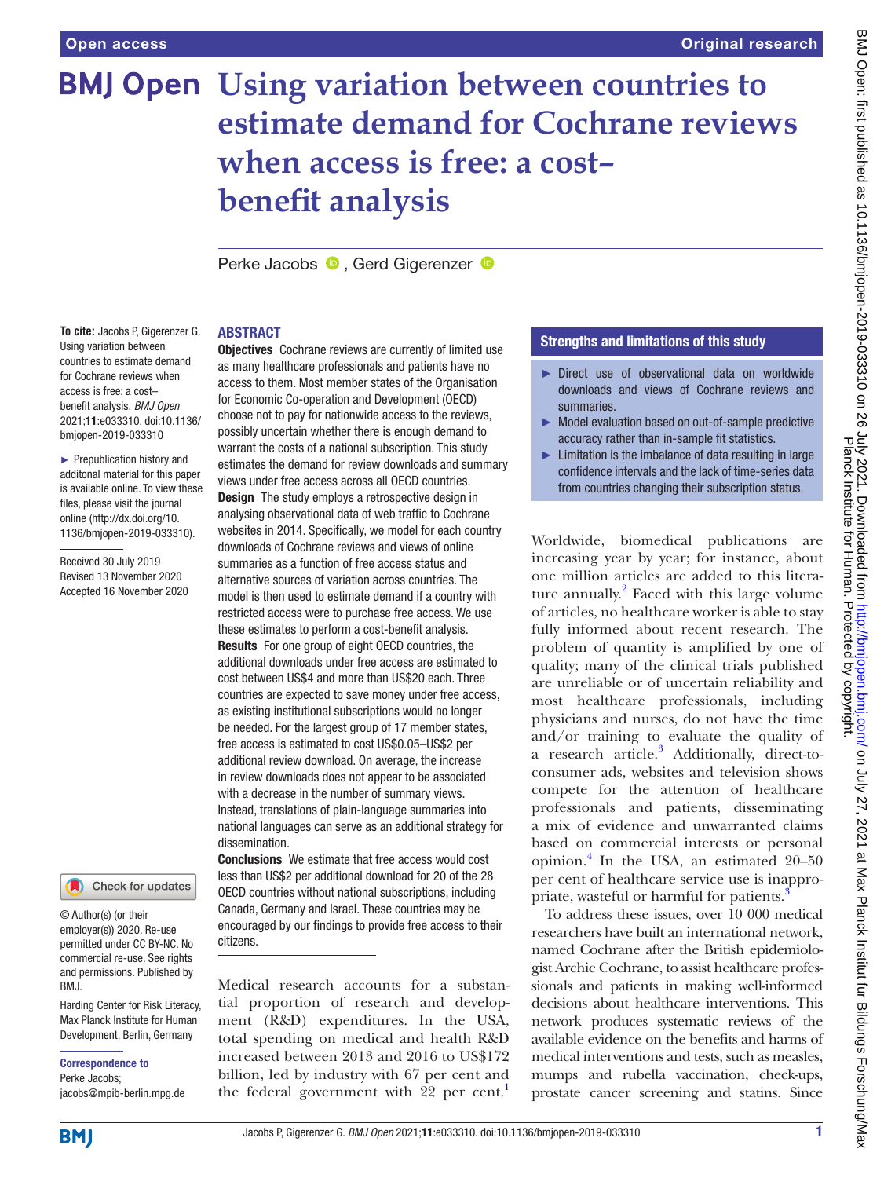# Using variation between countries to estimate demand for Cochrane reviews when access is free: a cost–benefit analysis

Perke Jacobs, Gerd Gigerenzer

**To cite:** Jacobs P, Gigerenzer G. Using variation between countries to estimate demand for Cochrane reviews when access is free: a cost–benefit analysis. *BMJ Open* 2021;**11**:e033310. doi:10.1136/bmjopen-2019-033310

► Prepublication history and additonal material for this paper is available online. To view these files, please visit the journal online (http://dx.doi.org/10.1136/bmjopen-2019-033310).

Received 30 July 2019
Revised 13 November 2020
Accepted 16 November 2020

© Author(s) (or their employer(s)) 2020. Re-use permitted under CC BY-NC. No commercial re-use. See rights and permissions. Published by BMJ.

Harding Center for Risk Literacy, Max Planck Institute for Human Development, Berlin, Germany

**Correspondence to**
Perke Jacobs;
jacobs@mpib-berlin.mpg.de

## ABSTRACT

**Objectives** Cochrane reviews are currently of limited use as many healthcare professionals and patients have no access to them. Most member states of the Organisation for Economic Co-operation and Development (OECD) choose not to pay for nationwide access to the reviews, possibly uncertain whether there is enough demand to warrant the costs of a national subscription. This study estimates the demand for review downloads and summary views under free access across all OECD countries.

**Design** The study employs a retrospective design in analysing observational data of web traffic to Cochrane websites in 2014. Specifically, we model for each country downloads of Cochrane reviews and views of online summaries as a function of free access status and alternative sources of variation across countries. The model is then used to estimate demand if a country with restricted access were to purchase free access. We use these estimates to perform a cost-benefit analysis.

**Results** For one group of eight OECD countries, the additional downloads under free access are estimated to cost between US$4 and more than US$20 each. Three countries are expected to save money under free access, as existing institutional subscriptions would no longer be needed. For the largest group of 17 member states, free access is estimated to cost US$0.05–US$2 per additional review download. On average, the increase in review downloads does not appear to be associated with a decrease in the number of summary views. Instead, translations of plain-language summaries into national languages can serve as an additional strategy for dissemination.

**Conclusions** We estimate that free access would cost less than US$2 per additional download for 20 of the 28 OECD countries without national subscriptions, including Canada, Germany and Israel. These countries may be encouraged by our findings to provide free access to their citizens.

## Strengths and limitations of this study

- Direct use of observational data on worldwide downloads and views of Cochrane reviews and summaries.
- Model evaluation based on out-of-sample predictive accuracy rather than in-sample fit statistics.
- Limitation is the imbalance of data resulting in large confidence intervals and the lack of time-series data from countries changing their subscription status.

Medical research accounts for a substantial proportion of research and development (R&D) expenditures. In the USA, total spending on medical and health R&D increased between 2013 and 2016 to US$172 billion, led by industry with 67 per cent and the federal government with 22 per cent.[1] Worldwide, biomedical publications are increasing year by year; for instance, about one million articles are added to this literature annually.[2] Faced with this large volume of articles, no healthcare worker is able to stay fully informed about recent research. The problem of quantity is amplified by one of quality; many of the clinical trials published are unreliable or of uncertain reliability and most healthcare professionals, including physicians and nurses, do not have the time and/or training to evaluate the quality of a research article.[3] Additionally, direct-to-consumer ads, websites and television shows compete for the attention of healthcare professionals and patients, disseminating a mix of evidence and unwarranted claims based on commercial interests or personal opinion.[4] In the USA, an estimated 20–50 per cent of healthcare service use is inappropriate, wasteful or harmful for patients.[3]

To address these issues, over 10 000 medical researchers have built an international network, named Cochrane after the British epidemiologist Archie Cochrane, to assist healthcare professionals and patients in making well-informed decisions about healthcare interventions. This network produces systematic reviews of the available evidence on the benefits and harms of medical interventions and tests, such as measles, mumps and rubella vaccination, check-ups, prostate cancer screening and statins. Since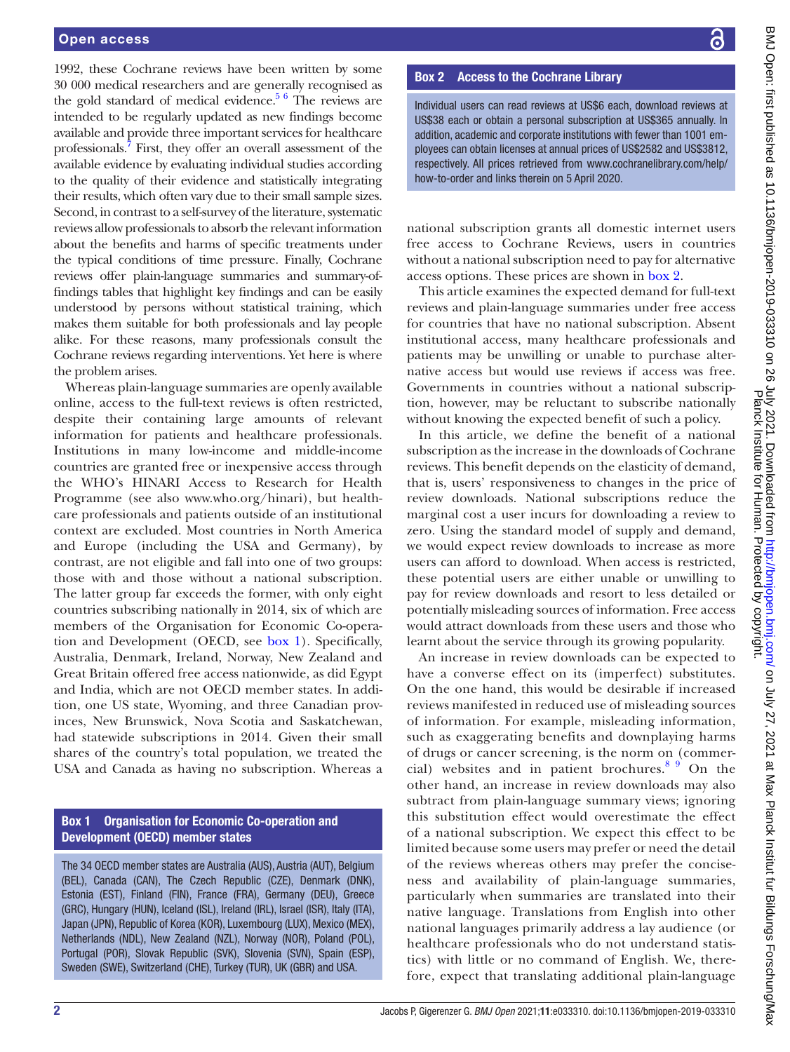1992, these Cochrane reviews have been written by some 30 000 medical researchers and are generally recognised as the gold standard of medical evidence.[5 6] The reviews are intended to be regularly updated as new findings become available and provide three important services for healthcare professionals.[7] First, they offer an overall assessment of the available evidence by evaluating individual studies according to the quality of their evidence and statistically integrating their results, which often vary due to their small sample sizes. Second, in contrast to a self-survey of the literature, systematic reviews allow professionals to absorb the relevant information about the benefits and harms of specific treatments under the typical conditions of time pressure. Finally, Cochrane reviews offer plain-language summaries and summary-of-findings tables that highlight key findings and can be easily understood by persons without statistical training, which makes them suitable for both professionals and lay people alike. For these reasons, many professionals consult the Cochrane reviews regarding interventions. Yet here is where the problem arises.

Whereas plain-language summaries are openly available online, access to the full-text reviews is often restricted, despite their containing large amounts of relevant information for patients and healthcare professionals. Institutions in many low-income and middle-income countries are granted free or inexpensive access through the WHO's HINARI Access to Research for Health Programme (see also www.who.org/hinari), but healthcare professionals and patients outside of an institutional context are excluded. Most countries in North America and Europe (including the USA and Germany), by contrast, are not eligible and fall into one of two groups: those with and those without a national subscription. The latter group far exceeds the former, with only eight countries subscribing nationally in 2014, six of which are members of the Organisation for Economic Co-operation and Development (OECD, see box 1). Specifically, Australia, Denmark, Ireland, Norway, New Zealand and Great Britain offered free access nationwide, as did Egypt and India, which are not OECD member states. In addition, one US state, Wyoming, and three Canadian provinces, New Brunswick, Nova Scotia and Saskatchewan, had statewide subscriptions in 2014. Given their small shares of the country's total population, we treated the USA and Canada as having no subscription. Whereas a national subscription grants all domestic internet users free access to Cochrane Reviews, users in countries without a national subscription need to pay for alternative access options. These prices are shown in box 2.

> **Box 1 Organisation for Economic Co-operation and Development (OECD) member states**
>
> The 34 OECD member states are Australia (AUS), Austria (AUT), Belgium (BEL), Canada (CAN), The Czech Republic (CZE), Denmark (DNK), Estonia (EST), Finland (FIN), France (FRA), Germany (DEU), Greece (GRC), Hungary (HUN), Iceland (ISL), Ireland (IRL), Israel (ISR), Italy (ITA), Japan (JPN), Republic of Korea (KOR), Luxembourg (LUX), Mexico (MEX), Netherlands (NDL), New Zealand (NZL), Norway (NOR), Poland (POL), Portugal (POR), Slovak Republic (SVK), Slovenia (SVN), Spain (ESP), Sweden (SWE), Switzerland (CHE), Turkey (TUR), UK (GBR) and USA.

> **Box 2 Access to the Cochrane Library**
>
> Individual users can read reviews at US$6 each, download reviews at US$38 each or obtain a personal subscription at US$365 annually. In addition, academic and corporate institutions with fewer than 1001 employees can obtain licenses at annual prices of US$2582 and US$3812, respectively. All prices retrieved from www.cochranelibrary.com/help/how-to-order and links therein on 5 April 2020.

This article examines the expected demand for full-text reviews and plain-language summaries under free access for countries that have no national subscription. Absent institutional access, many healthcare professionals and patients may be unwilling or unable to purchase alternative access but would use reviews if access was free. Governments in countries without a national subscription, however, may be reluctant to subscribe nationally without knowing the expected benefit of such a policy.

In this article, we define the benefit of a national subscription as the increase in the downloads of Cochrane reviews. This benefit depends on the elasticity of demand, that is, users' responsiveness to changes in the price of review downloads. National subscriptions reduce the marginal cost a user incurs for downloading a review to zero. Using the standard model of supply and demand, we would expect review downloads to increase as more users can afford to download. When access is restricted, these potential users are either unable or unwilling to pay for review downloads and resort to less detailed or potentially misleading sources of information. Free access would attract downloads from these users and those who learnt about the service through its growing popularity.

An increase in review downloads can be expected to have a converse effect on its (imperfect) substitutes. On the one hand, this would be desirable if increased reviews manifested in reduced use of misleading sources of information. For example, misleading information, such as exaggerating benefits and downplaying harms of drugs or cancer screening, is the norm on (commercial) websites and in patient brochures.[8 9] On the other hand, an increase in review downloads may also subtract from plain-language summary views; ignoring this substitution effect would overestimate the effect of a national subscription. We expect this effect to be limited because some users may prefer or need the detail of the reviews whereas others may prefer the conciseness and availability of plain-language summaries, particularly when summaries are translated into their native language. Translations from English into other national languages primarily address a lay audience (or healthcare professionals who do not understand statistics) with little or no command of English. We, therefore, expect that translating additional plain-language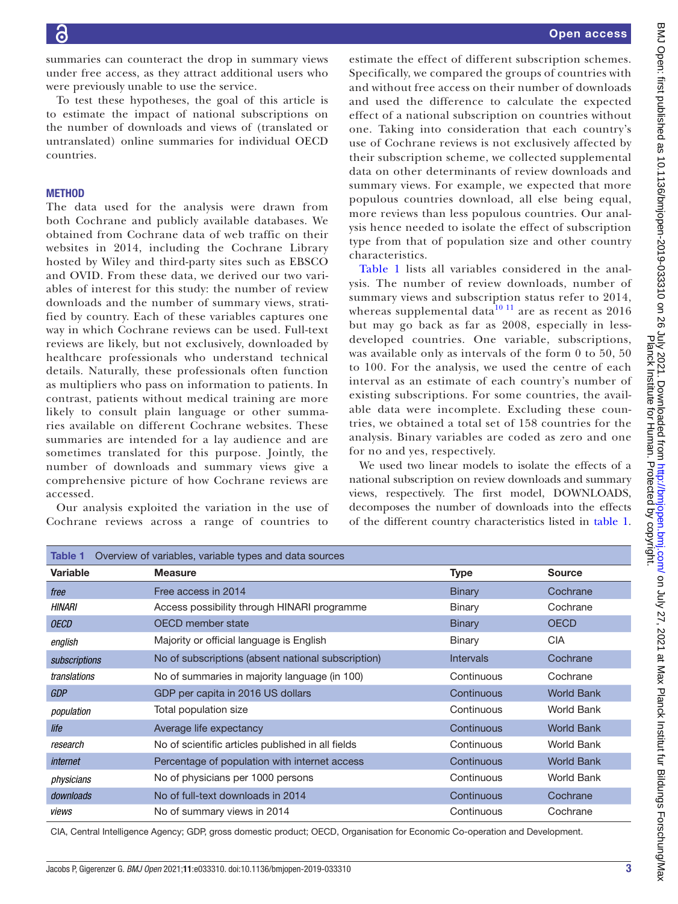summaries can counteract the drop in summary views under free access, as they attract additional users who were previously unable to use the service.

To test these hypotheses, the goal of this article is to estimate the impact of national subscriptions on the number of downloads and views of (translated or untranslated) online summaries for individual OECD countries.

## METHOD

The data used for the analysis were drawn from both Cochrane and publicly available databases. We obtained from Cochrane data of web traffic on their websites in 2014, including the Cochrane Library hosted by Wiley and third-party sites such as EBSCO and OVID. From these data, we derived our two variables of interest for this study: the number of review downloads and the number of summary views, stratified by country. Each of these variables captures one way in which Cochrane reviews can be used. Full-text reviews are likely, but not exclusively, downloaded by healthcare professionals who understand technical details. Naturally, these professionals often function as multipliers who pass on information to patients. In contrast, patients without medical training are more likely to consult plain language or other summaries available on different Cochrane websites. These summaries are intended for a lay audience and are sometimes translated for this purpose. Jointly, the number of downloads and summary views give a comprehensive picture of how Cochrane reviews are accessed.

Our analysis exploited the variation in the use of Cochrane reviews across a range of countries to estimate the effect of different subscription schemes. Specifically, we compared the groups of countries with and without free access on their number of downloads and used the difference to calculate the expected effect of a national subscription on countries without one. Taking into consideration that each country's use of Cochrane reviews is not exclusively affected by their subscription scheme, we collected supplemental data on other determinants of review downloads and summary views. For example, we expected that more populous countries download, all else being equal, more reviews than less populous countries. Our analysis hence needed to isolate the effect of subscription type from that of population size and other country characteristics.

Table 1 lists all variables considered in the analysis. The number of review downloads, number of summary views and subscription status refer to 2014, whereas supplemental data[10 11] are as recent as 2016 but may go back as far as 2008, especially in less-developed countries. One variable, subscriptions, was available only as intervals of the form 0 to 50, 50 to 100. For the analysis, we used the centre of each interval as an estimate of each country's number of existing subscriptions. For some countries, the available data were incomplete. Excluding these countries, we obtained a total set of 158 countries for the analysis. Binary variables are coded as zero and one for no and yes, respectively.

We used two linear models to isolate the effects of a national subscription on review downloads and summary views, respectively. The first model, DOWNLOADS, decomposes the number of downloads into the effects of the different country characteristics listed in table 1.

**Table 1** Overview of variables, variable types and data sources

| Variable | Measure | Type | Source |
|---|---|---|---|
| *free* | Free access in 2014 | Binary | Cochrane |
| *HINARI* | Access possibility through HINARI programme | Binary | Cochrane |
| *OECD* | OECD member state | Binary | OECD |
| *english* | Majority or official language is English | Binary | CIA |
| *subscriptions* | No of subscriptions (absent national subscription) | Intervals | Cochrane |
| *translations* | No of summaries in majority language (in 100) | Continuous | Cochrane |
| *GDP* | GDP per capita in 2016 US dollars | Continuous | World Bank |
| *population* | Total population size | Continuous | World Bank |
| *life* | Average life expectancy | Continuous | World Bank |
| *research* | No of scientific articles published in all fields | Continuous | World Bank |
| *internet* | Percentage of population with internet access | Continuous | World Bank |
| *physicians* | No of physicians per 1000 persons | Continuous | World Bank |
| *downloads* | No of full-text downloads in 2014 | Continuous | Cochrane |
| *views* | No of summary views in 2014 | Continuous | Cochrane |

CIA, Central Intelligence Agency; GDP, gross domestic product; OECD, Organisation for Economic Co-operation and Development.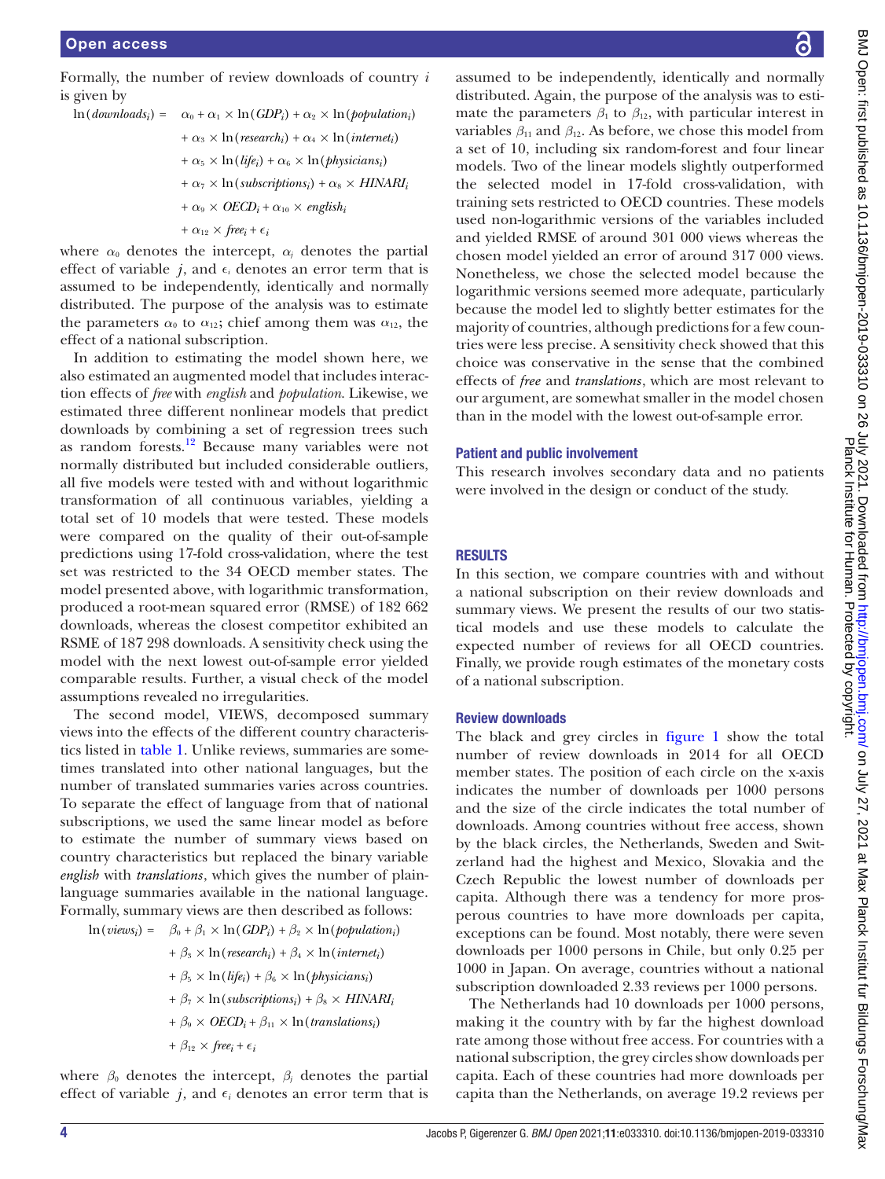Formally, the number of review downloads of country $i$ is given by

$$
\begin{aligned}
\ln(downloads_i) = \; & \alpha_0 + \alpha_1 \times \ln(GDP_i) + \alpha_2 \times \ln(population_i) \\
& + \alpha_3 \times \ln(research_i) + \alpha_4 \times \ln(internet_i) \\
& + \alpha_5 \times \ln(life_i) + \alpha_6 \times \ln(physicians_i) \\
& + \alpha_7 \times \ln(subscriptions_i) + \alpha_8 \times HINARI_i \\
& + \alpha_9 \times OECD_i + \alpha_{10} \times english_i \\
& + \alpha_{12} \times free_i + \epsilon_i
\end{aligned}
$$

where $\alpha_0$ denotes the intercept, $\alpha_j$ denotes the partial effect of variable $j$, and $\epsilon_i$ denotes an error term that is assumed to be independently, identically and normally distributed. The purpose of the analysis was to estimate the parameters $\alpha_0$ to $\alpha_{12}$; chief among them was $\alpha_{12}$, the effect of a national subscription.

In addition to estimating the model shown here, we also estimated an augmented model that includes interaction effects of *free* with *english* and *population*. Likewise, we estimated three different nonlinear models that predict downloads by combining a set of regression trees such as random forests.[12] Because many variables were not normally distributed but included considerable outliers, all five models were tested with and without logarithmic transformation of all continuous variables, yielding a total set of 10 models that were tested. These models were compared on the quality of their out-of-sample predictions using 17-fold cross-validation, where the test set was restricted to the 34 OECD member states. The model presented above, with logarithmic transformation, produced a root-mean squared error (RMSE) of 182 662 downloads, whereas the closest competitor exhibited an RSME of 187 298 downloads. A sensitivity check using the model with the next lowest out-of-sample error yielded comparable results. Further, a visual check of the model assumptions revealed no irregularities.

The second model, VIEWS, decomposed summary views into the effects of the different country characteristics listed in table 1. Unlike reviews, summaries are sometimes translated into other national languages, but the number of translated summaries varies across countries. To separate the effect of language from that of national subscriptions, we used the same linear model as before to estimate the number of summary views based on country characteristics but replaced the binary variable *english* with *translations*, which gives the number of plain-language summaries available in the national language. Formally, summary views are then described as follows:

$$
\begin{aligned}
\ln(views_i) = \; & \beta_0 + \beta_1 \times \ln(GDP_i) + \beta_2 \times \ln(population_i) \\
& + \beta_3 \times \ln(research_i) + \beta_4 \times \ln(internet_i) \\
& + \beta_5 \times \ln(life_i) + \beta_6 \times \ln(physicians_i) \\
& + \beta_7 \times \ln(subscriptions_i) + \beta_8 \times HINARI_i \\
& + \beta_9 \times OECD_i + \beta_{11} \times \ln(translations_i) \\
& + \beta_{12} \times free_i + \epsilon_i
\end{aligned}
$$

where $\beta_0$ denotes the intercept, $\beta_j$ denotes the partial effect of variable $j$, and $\epsilon_i$ denotes an error term that is assumed to be independently, identically and normally distributed. Again, the purpose of the analysis was to estimate the parameters $\beta_1$ to $\beta_{12}$, with particular interest in variables $\beta_{11}$ and $\beta_{12}$. As before, we chose this model from a set of 10, including six random-forest and four linear models. Two of the linear models slightly outperformed the selected model in 17-fold cross-validation, with training sets restricted to OECD countries. These models used non-logarithmic versions of the variables included and yielded RMSE of around 301 000 views whereas the chosen model yielded an error of around 317 000 views. Nonetheless, we chose the selected model because the logarithmic versions seemed more adequate, particularly because the model led to slightly better estimates for the majority of countries, although predictions for a few countries were less precise. A sensitivity check showed that this choice was conservative in the sense that the combined effects of *free* and *translations*, which are most relevant to our argument, are somewhat smaller in the model chosen than in the model with the lowest out-of-sample error.

## Patient and public involvement

This research involves secondary data and no patients were involved in the design or conduct of the study.

## RESULTS

In this section, we compare countries with and without a national subscription on their review downloads and summary views. We present the results of our two statistical models and use these models to calculate the expected number of reviews for all OECD countries. Finally, we provide rough estimates of the monetary costs of a national subscription.

### Review downloads

The black and grey circles in figure 1 show the total number of review downloads in 2014 for all OECD member states. The position of each circle on the x-axis indicates the number of downloads per 1000 persons and the size of the circle indicates the total number of downloads. Among countries without free access, shown by the black circles, the Netherlands, Sweden and Switzerland had the highest and Mexico, Slovakia and the Czech Republic the lowest number of downloads per capita. Although there was a tendency for more prosperous countries to have more downloads per capita, exceptions can be found. Most notably, there were seven downloads per 1000 persons in Chile, but only 0.25 per 1000 in Japan. On average, countries without a national subscription downloaded 2.33 reviews per 1000 persons.

The Netherlands had 10 downloads per 1000 persons, making it the country with by far the highest download rate among those without free access. For countries with a national subscription, the grey circles show downloads per capita. Each of these countries had more downloads per capita than the Netherlands, on average 19.2 reviews per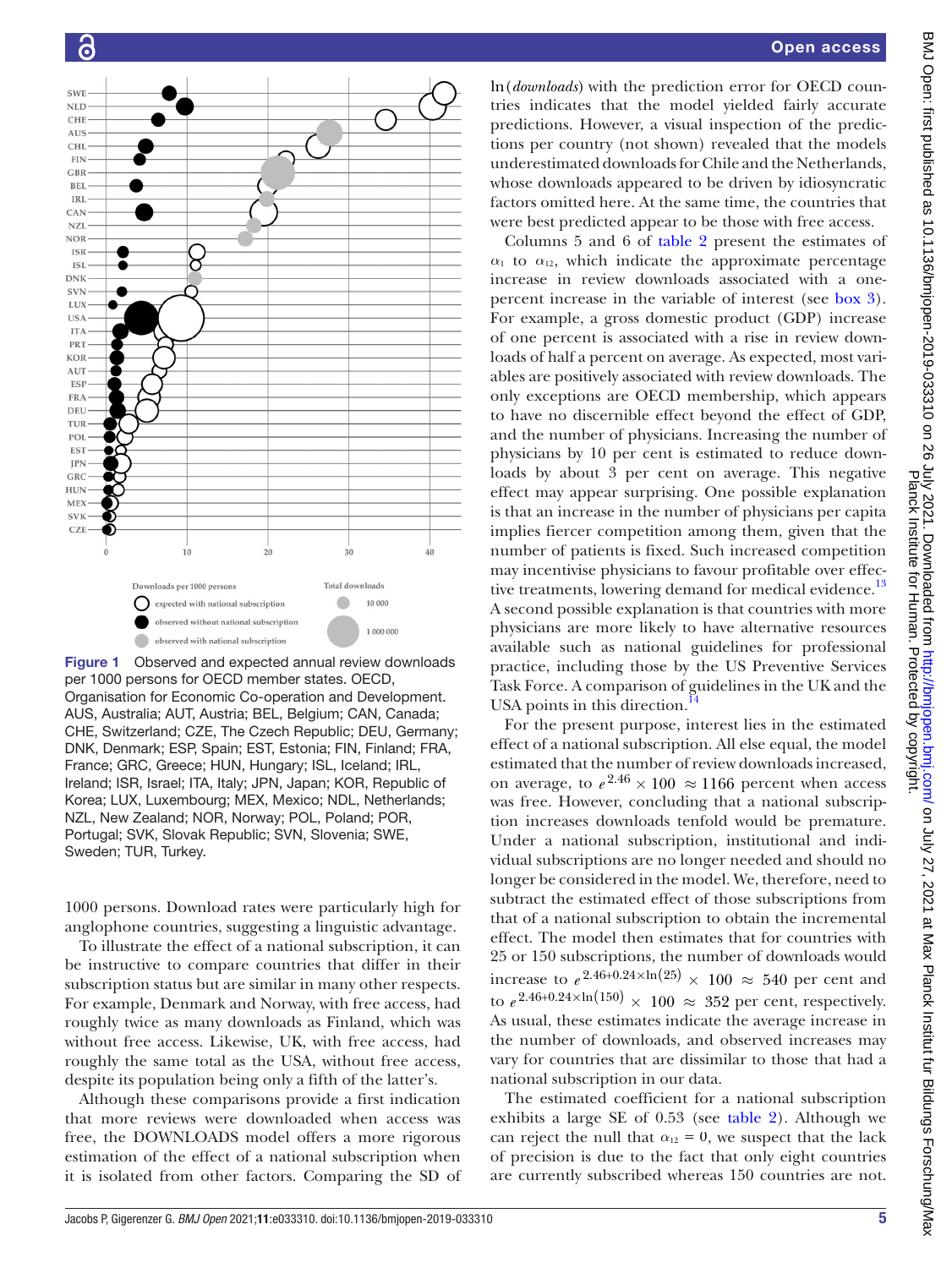Figure 1 Observed and expected annual review downloads per 1000 persons for OECD member states. OECD, Organisation for Economic Co-operation and Development. AUS, Australia; AUT, Austria; BEL, Belgium; CAN, Canada; CHE, Switzerland; CZE, The Czech Republic; DEU, Germany; DNK, Denmark; ESP, Spain; EST, Estonia; FIN, Finland; FRA, France; GRC, Greece; HUN, Hungary; ISL, Iceland; IRL, Ireland; ISR, Israel; ITA, Italy; JPN, Japan; KOR, Republic of Korea; LUX, Luxembourg; MEX, Mexico; NDL, Netherlands; NZL, New Zealand; NOR, Norway; POL, Poland; POR, Portugal; SVK, Slovak Republic; SVN, Slovenia; SWE, Sweden; TUR, Turkey.

1000 persons. Download rates were particularly high for anglophone countries, suggesting a linguistic advantage.

To illustrate the effect of a national subscription, it can be instructive to compare countries that differ in their subscription status but are similar in many other respects. For example, Denmark and Norway, with free access, had roughly twice as many downloads as Finland, which was without free access. Likewise, UK, with free access, had roughly the same total as the USA, without free access, despite its population being only a fifth of the latter's.

Although these comparisons provide a first indication that more reviews were downloaded when access was free, the DOWNLOADS model offers a more rigorous estimation of the effect of a national subscription when it is isolated from other factors. Comparing the SD of ln(*downloads*) with the prediction error for OECD countries indicates that the model yielded fairly accurate predictions. However, a visual inspection of the predictions per country (not shown) revealed that the models underestimated downloads for Chile and the Netherlands, whose downloads appeared to be driven by idiosyncratic factors omitted here. At the same time, the countries that were best predicted appear to be those with free access.

Columns 5 and 6 of table 2 present the estimates of $\alpha_1$ to $\alpha_{12}$, which indicate the approximate percentage increase in review downloads associated with a one-percent increase in the variable of interest (see box 3). For example, a gross domestic product (GDP) increase of one percent is associated with a rise in review downloads of half a percent on average. As expected, most variables are positively associated with review downloads. The only exceptions are OECD membership, which appears to have no discernible effect beyond the effect of GDP, and the number of physicians. Increasing the number of physicians by 10 per cent is estimated to reduce downloads by about 3 per cent on average. This negative effect may appear surprising. One possible explanation is that an increase in the number of physicians per capita implies fiercer competition among them, given that the number of patients is fixed. Such increased competition may incentivise physicians to favour profitable over effective treatments, lowering demand for medical evidence.[13] A second possible explanation is that countries with more physicians are more likely to have alternative resources available such as national guidelines for professional practice, including those by the US Preventive Services Task Force. A comparison of guidelines in the UK and the USA points in this direction.[14]

For the present purpose, interest lies in the estimated effect of a national subscription. All else equal, the model estimated that the number of review downloads increased, on average, to $e^{2.46} \times 100 \approx 1166$ percent when access was free. However, concluding that a national subscription increases downloads tenfold would be premature. Under a national subscription, institutional and individual subscriptions are no longer needed and should no longer be considered in the model. We, therefore, need to subtract the estimated effect of those subscriptions from that of a national subscription to obtain the incremental effect. The model then estimates that for countries with 25 or 150 subscriptions, the number of downloads would increase to $e^{2.46+0.24\times\ln(25)} \times 100 \approx 540$ per cent and to $e^{2.46+0.24\times\ln(150)} \times 100 \approx 352$ per cent, respectively. As usual, these estimates indicate the average increase in the number of downloads, and observed increases may vary for countries that are dissimilar to those that had a national subscription in our data.

The estimated coefficient for a national subscription exhibits a large SE of 0.53 (see table 2). Although we can reject the null that $\alpha_{12} = 0$, we suspect that the lack of precision is due to the fact that only eight countries are currently subscribed whereas 150 countries are not.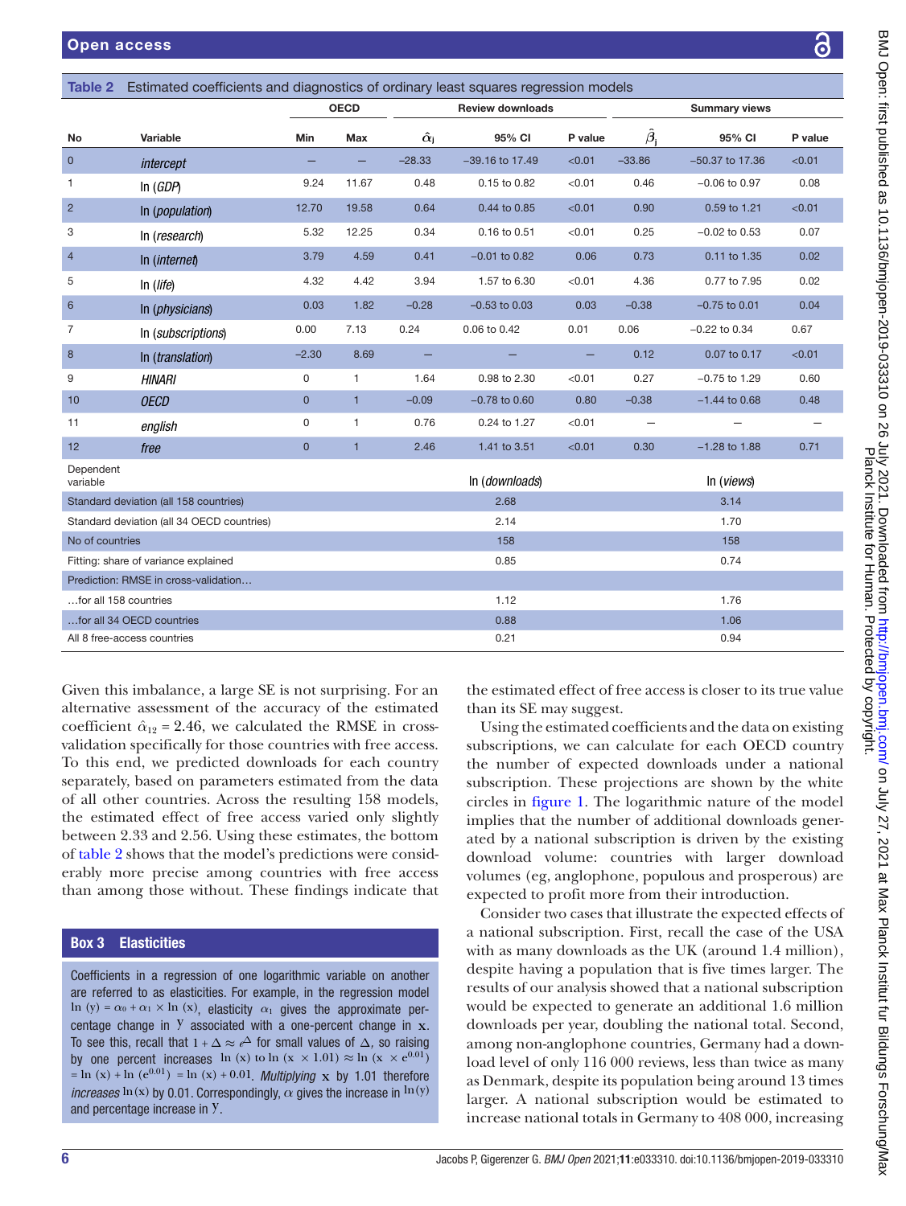**Table 2** Estimated coefficients and diagnostics of ordinary least squares regression models

| | | OECD | | Review downloads | | | Summary views | | |
|---|---|---|---|---|---|---|---|---|---|
| No | Variable | Min | Max | $\hat{\alpha}_j$ | 95% CI | P value | $\hat{\beta}_j$ | 95% CI | P value |
| 0 | *intercept* | – | – | −28.33 | −39.16 to 17.49 | <0.01 | −33.86 | −50.37 to 17.36 | <0.01 |
| 1 | ln (*GDP*) | 9.24 | 11.67 | 0.48 | 0.15 to 0.82 | <0.01 | 0.46 | −0.06 to 0.97 | 0.08 |
| 2 | ln (*population*) | 12.70 | 19.58 | 0.64 | 0.44 to 0.85 | <0.01 | 0.90 | 0.59 to 1.21 | <0.01 |
| 3 | ln (*research*) | 5.32 | 12.25 | 0.34 | 0.16 to 0.51 | <0.01 | 0.25 | −0.02 to 0.53 | 0.07 |
| 4 | ln (*internet*) | 3.79 | 4.59 | 0.41 | −0.01 to 0.82 | 0.06 | 0.73 | 0.11 to 1.35 | 0.02 |
| 5 | ln (*life*) | 4.32 | 4.42 | 3.94 | 1.57 to 6.30 | <0.01 | 4.36 | 0.77 to 7.95 | 0.02 |
| 6 | ln (*physicians*) | 0.03 | 1.82 | −0.28 | −0.53 to 0.03 | 0.03 | −0.38 | −0.75 to 0.01 | 0.04 |
| 7 | ln (*subscriptions*) | 0.00 | 7.13 | 0.24 | 0.06 to 0.42 | 0.01 | 0.06 | −0.22 to 0.34 | 0.67 |
| 8 | ln (*translation*) | −2.30 | 8.69 | – | – | – | 0.12 | 0.07 to 0.17 | <0.01 |
| 9 | *HINARI* | 0 | 1 | 1.64 | 0.98 to 2.30 | <0.01 | 0.27 | −0.75 to 1.29 | 0.60 |
| 10 | *OECD* | 0 | 1 | −0.09 | −0.78 to 0.60 | 0.80 | −0.38 | −1.44 to 0.68 | 0.48 |
| 11 | *english* | 0 | 1 | 0.76 | 0.24 to 1.27 | <0.01 | – | – | – |
| 12 | *free* | 0 | 1 | 2.46 | 1.41 to 3.51 | <0.01 | 0.30 | −1.28 to 1.88 | 0.71 |
| Dependent variable | | | | | ln (*downloads*) | | | ln (*views*) | |
| Standard deviation (all 158 countries) | | | | | 2.68 | | | 3.14 | |
| Standard deviation (all 34 OECD countries) | | | | | 2.14 | | | 1.70 | |
| No of countries | | | | | 158 | | | 158 | |
| Fitting: share of variance explained | | | | | 0.85 | | | 0.74 | |
| Prediction: RMSE in cross-validation… | | | | | | | | | |
| …for all 158 countries | | | | | 1.12 | | | 1.76 | |
| …for all 34 OECD countries | | | | | 0.88 | | | 1.06 | |
| All 8 free-access countries | | | | | 0.21 | | | 0.94 | |

Given this imbalance, a large SE is not surprising. For an alternative assessment of the accuracy of the estimated coefficient $\hat{\alpha}_{12} = 2.46$, we calculated the RMSE in cross-validation specifically for those countries with free access. To this end, we predicted downloads for each country separately, based on parameters estimated from the data of all other countries. Across the resulting 158 models, the estimated effect of free access varied only slightly between 2.33 and 2.56. Using these estimates, the bottom of table 2 shows that the model's predictions were considerably more precise among countries with free access than among those without. These findings indicate that the estimated effect of free access is closer to its true value than its SE may suggest.

> ### Box 3 Elasticities
>
> Coefficients in a regression of one logarithmic variable on another are referred to as elasticities. For example, in the regression model $\ln(y) = \alpha_0 + \alpha_1 \times \ln(x)$, elasticity $\alpha_1$ gives the approximate percentage change in $y$ associated with a one-percent change in $x$. To see this, recall that $1 + \Delta \approx e^{\Delta}$ for small values of $\Delta$, so raising by one percent increases $\ln(x)$ to $\ln(x \times 1.01) \approx \ln(x \times e^{0.01}) = \ln(x) + \ln(e^{0.01}) = \ln(x) + 0.01$. *Multiplying* $x$ by 1.01 therefore *increases* $\ln(x)$ by 0.01. Correspondingly, $\alpha$ gives the increase in $\ln(y)$ and percentage increase in $y$.

Using the estimated coefficients and the data on existing subscriptions, we can calculate for each OECD country the number of expected downloads under a national subscription. These projections are shown by the white circles in figure 1. The logarithmic nature of the model implies that the number of additional downloads generated by a national subscription is driven by the existing download volume: countries with larger download volumes (eg, anglophone, populous and prosperous) are expected to profit more from their introduction.

Consider two cases that illustrate the expected effects of a national subscription. First, recall the case of the USA with as many downloads as the UK (around 1.4 million), despite having a population that is five times larger. The results of our analysis showed that a national subscription would be expected to generate an additional 1.6 million downloads per year, doubling the national total. Second, among non-anglophone countries, Germany had a download level of only 116 000 reviews, less than twice as many as Denmark, despite its population being around 13 times larger. A national subscription would be estimated to increase national totals in Germany to 408 000, increasing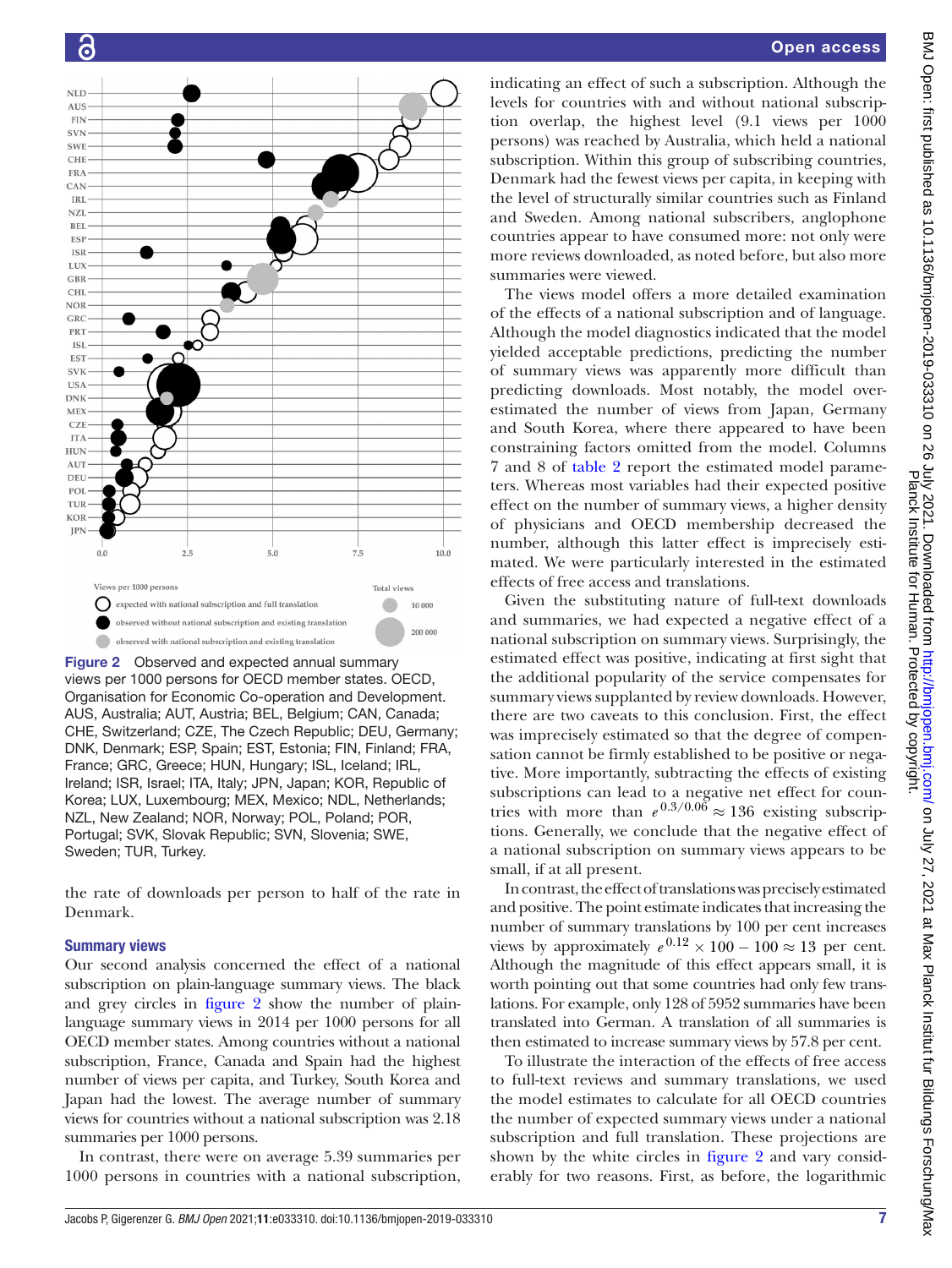Figure 2 Observed and expected annual summary views per 1000 persons for OECD member states. OECD, Organisation for Economic Co-operation and Development. AUS, Australia; AUT, Austria; BEL, Belgium; CAN, Canada; CHE, Switzerland; CZE, The Czech Republic; DEU, Germany; DNK, Denmark; ESP, Spain; EST, Estonia; FIN, Finland; FRA, France; GRC, Greece; HUN, Hungary; ISL, Iceland; IRL, Ireland; ISR, Israel; ITA, Italy; JPN, Japan; KOR, Republic of Korea; LUX, Luxembourg; MEX, Mexico; NDL, Netherlands; NZL, New Zealand; NOR, Norway; POL, Poland; POR, Portugal; SVK, Slovak Republic; SVN, Slovenia; SWE, Sweden; TUR, Turkey.

the rate of downloads per person to half of the rate in Denmark.

### Summary views

Our second analysis concerned the effect of a national subscription on plain-language summary views. The black and grey circles in figure 2 show the number of plain-language summary views in 2014 per 1000 persons for all OECD member states. Among countries without a national subscription, France, Canada and Spain had the highest number of views per capita, and Turkey, South Korea and Japan had the lowest. The average number of summary views for countries without a national subscription was 2.18 summaries per 1000 persons.

In contrast, there were on average 5.39 summaries per 1000 persons in countries with a national subscription, indicating an effect of such a subscription. Although the levels for countries with and without national subscription overlap, the highest level (9.1 views per 1000 persons) was reached by Australia, which held a national subscription. Within this group of subscribing countries, Denmark had the fewest views per capita, in keeping with the level of structurally similar countries such as Finland and Sweden. Among national subscribers, anglophone countries appear to have consumed more: not only were more reviews downloaded, as noted before, but also more summaries were viewed.

The views model offers a more detailed examination of the effects of a national subscription and of language. Although the model diagnostics indicated that the model yielded acceptable predictions, predicting the number of summary views was apparently more difficult than predicting downloads. Most notably, the model overestimated the number of views from Japan, Germany and South Korea, where there appeared to have been constraining factors omitted from the model. Columns 7 and 8 of table 2 report the estimated model parameters. Whereas most variables had their expected positive effect on the number of summary views, a higher density of physicians and OECD membership decreased the number, although this latter effect is imprecisely estimated. We were particularly interested in the estimated effects of free access and translations.

Given the substituting nature of full-text downloads and summaries, we had expected a negative effect of a national subscription on summary views. Surprisingly, the estimated effect was positive, indicating at first sight that the additional popularity of the service compensates for summary views supplanted by review downloads. However, there are two caveats to this conclusion. First, the effect was imprecisely estimated so that the degree of compensation cannot be firmly established to be positive or negative. More importantly, subtracting the effects of existing subscriptions can lead to a negative net effect for countries with more than $e^{0.3/0.06} \approx 136$ existing subscriptions. Generally, we conclude that the negative effect of a national subscription on summary views appears to be small, if at all present.

In contrast, the effect of translations was precisely estimated and positive. The point estimate indicates that increasing the number of summary translations by 100 per cent increases views by approximately $e^{0.12} \times 100 - 100 \approx 13$ per cent. Although the magnitude of this effect appears small, it is worth pointing out that some countries had only few translations. For example, only 128 of 5952 summaries have been translated into German. A translation of all summaries is then estimated to increase summary views by 57.8 per cent.

To illustrate the interaction of the effects of free access to full-text reviews and summary translations, we used the model estimates to calculate for all OECD countries the number of expected summary views under a national subscription and full translation. These projections are shown by the white circles in figure 2 and vary considerably for two reasons. First, as before, the logarithmic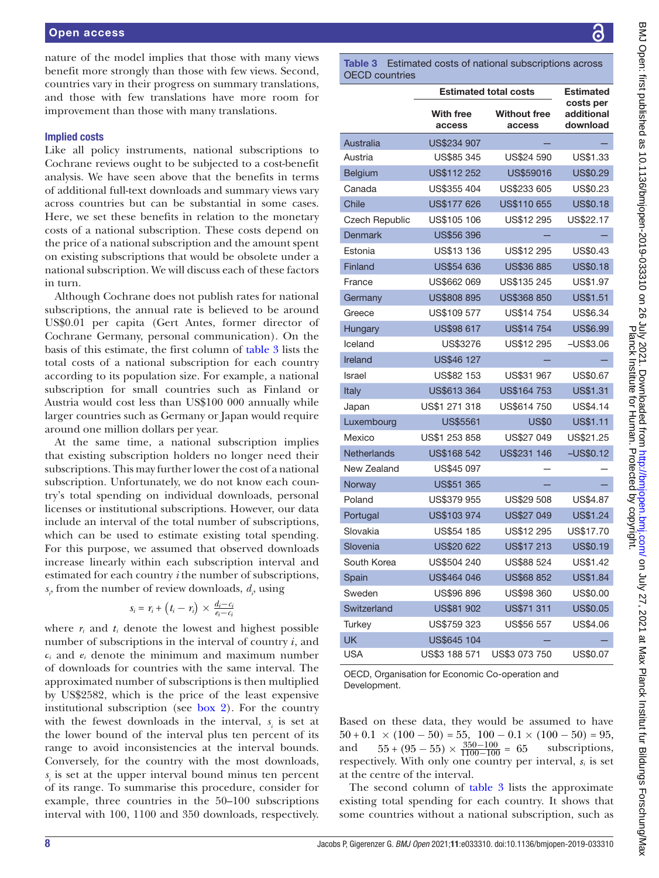nature of the model implies that those with many views benefit more strongly than those with few views. Second, countries vary in their progress on summary translations, and those with few translations have more room for improvement than those with many translations.

### Implied costs

Like all policy instruments, national subscriptions to Cochrane reviews ought to be subjected to a cost-benefit analysis. We have seen above that the benefits in terms of additional full-text downloads and summary views vary across countries but can be substantial in some cases. Here, we set these benefits in relation to the monetary costs of a national subscription. These costs depend on the price of a national subscription and the amount spent on existing subscriptions that would be obsolete under a national subscription. We will discuss each of these factors in turn.

Although Cochrane does not publish rates for national subscriptions, the annual rate is believed to be around US$0.01 per capita (Gert Antes, former director of Cochrane Germany, personal communication). On the basis of this estimate, the first column of table 3 lists the total costs of a national subscription for each country according to its population size. For example, a national subscription for small countries such as Finland or Austria would cost less than US$100 000 annually while larger countries such as Germany or Japan would require around one million dollars per year.

At the same time, a national subscription implies that existing subscription holders no longer need their subscriptions. This may further lower the cost of a national subscription. Unfortunately, we do not know each country's total spending on individual downloads, personal licenses or institutional subscriptions. However, our data include an interval of the total number of subscriptions, which can be used to estimate existing total spending. For this purpose, we assumed that observed downloads increase linearly within each subscription interval and estimated for each country $i$ the number of subscriptions, $s_i$, from the number of review downloads, $d_i$, using

$$s_i = r_i + \left(t_i - r_i\right) \times \frac{d_i - c_i}{e_i - c_i}$$

where $r_i$ and $t_i$ denote the lowest and highest possible number of subscriptions in the interval of country $i$, and $c_i$ and $e_i$ denote the minimum and maximum number of downloads for countries with the same interval. The approximated number of subscriptions is then multiplied by US$2582, which is the price of the least expensive institutional subscription (see box 2). For the country with the fewest downloads in the interval, $s_i$ is set at the lower bound of the interval plus ten percent of its range to avoid inconsistencies at the interval bounds. Conversely, for the country with the most downloads, $s_i$ is set at the upper interval bound minus ten percent of its range. To summarise this procedure, consider for example, three countries in the 50–100 subscriptions interval with 100, 1100 and 350 downloads, respectively.

**Table 3** Estimated costs of national subscriptions across OECD countries

| | Estimated total costs | | Estimated costs per additional download |
|---|---|---|---|
| | With free access | Without free access | |
| Australia | US$234 907 | – | – |
| Austria | US$85 345 | US$24 590 | US$1.33 |
| Belgium | US$112 252 | US$59016 | US$0.29 |
| Canada | US$355 404 | US$233 605 | US$0.23 |
| Chile | US$177 626 | US$110 655 | US$0.18 |
| Czech Republic | US$105 106 | US$12 295 | US$22.17 |
| Denmark | US$56 396 | – | – |
| Estonia | US$13 136 | US$12 295 | US$0.43 |
| Finland | US$54 636 | US$36 885 | US$0.18 |
| France | US$662 069 | US$135 245 | US$1.97 |
| Germany | US$808 895 | US$368 850 | US$1.51 |
| Greece | US$109 577 | US$14 754 | US$6.34 |
| Hungary | US$98 617 | US$14 754 | US$6.99 |
| Iceland | US$3276 | US$12 295 | –US$3.06 |
| Ireland | US$46 127 | – | – |
| Israel | US$82 153 | US$31 967 | US$0.67 |
| Italy | US$613 364 | US$164 753 | US$1.31 |
| Japan | US$1 271 318 | US$614 750 | US$4.14 |
| Luxembourg | US$5561 | US$0 | US$1.11 |
| Mexico | US$1 253 858 | US$27 049 | US$21.25 |
| Netherlands | US$168 542 | US$231 146 | –US$0.12 |
| New Zealand | US$45 097 | – | – |
| Norway | US$51 365 | – | – |
| Poland | US$379 955 | US$29 508 | US$4.87 |
| Portugal | US$103 974 | US$27 049 | US$1.24 |
| Slovakia | US$54 185 | US$12 295 | US$17.70 |
| Slovenia | US$20 622 | US$17 213 | US$0.19 |
| South Korea | US$504 240 | US$88 524 | US$1.42 |
| Spain | US$464 046 | US$68 852 | US$1.84 |
| Sweden | US$96 896 | US$98 360 | US$0.00 |
| Switzerland | US$81 902 | US$71 311 | US$0.05 |
| Turkey | US$759 323 | US$56 557 | US$4.06 |
| UK | US$645 104 | – | – |
| USA | US$3 188 571 | US$3 073 750 | US$0.07 |

OECD, Organisation for Economic Co-operation and Development.

Based on these data, they would be assumed to have $50 + 0.1 \times (100 - 50) = 55$, $100 - 0.1 \times (100 - 50) = 95$, and $55 + (95 - 55) \times \frac{350-100}{1100-100} = 65$ subscriptions, respectively. With only one country per interval, $s_i$ is set at the centre of the interval.

The second column of table 3 lists the approximate existing total spending for each country. It shows that some countries without a national subscription, such as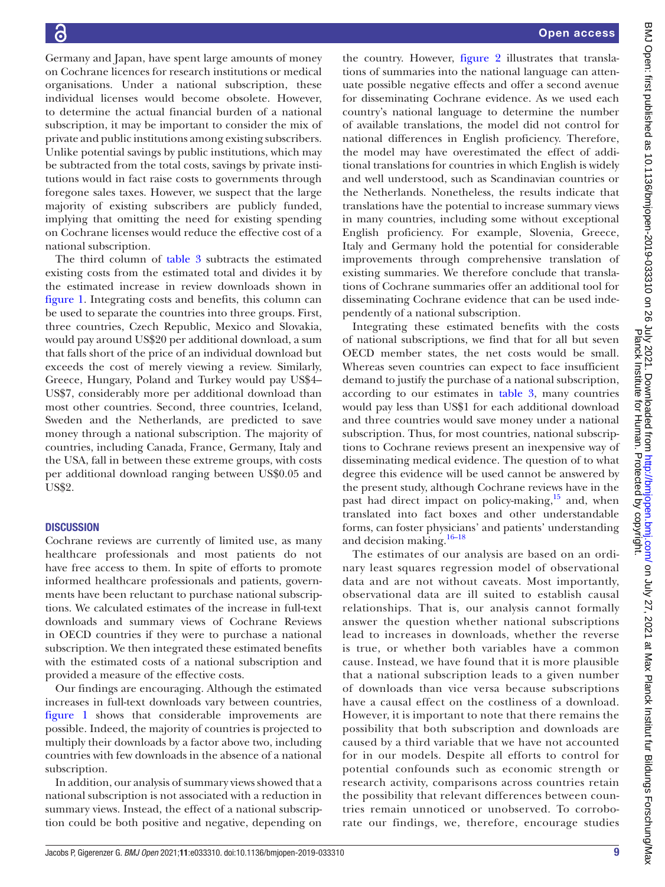Germany and Japan, have spent large amounts of money on Cochrane licences for research institutions or medical organisations. Under a national subscription, these individual licenses would become obsolete. However, to determine the actual financial burden of a national subscription, it may be important to consider the mix of private and public institutions among existing subscribers. Unlike potential savings by public institutions, which may be subtracted from the total costs, savings by private institutions would in fact raise costs to governments through foregone sales taxes. However, we suspect that the large majority of existing subscribers are publicly funded, implying that omitting the need for existing spending on Cochrane licenses would reduce the effective cost of a national subscription.

The third column of table 3 subtracts the estimated existing costs from the estimated total and divides it by the estimated increase in review downloads shown in figure 1. Integrating costs and benefits, this column can be used to separate the countries into three groups. First, three countries, Czech Republic, Mexico and Slovakia, would pay around US$20 per additional download, a sum that falls short of the price of an individual download but exceeds the cost of merely viewing a review. Similarly, Greece, Hungary, Poland and Turkey would pay US$4–US$7, considerably more per additional download than most other countries. Second, three countries, Iceland, Sweden and the Netherlands, are predicted to save money through a national subscription. The majority of countries, including Canada, France, Germany, Italy and the USA, fall in between these extreme groups, with costs per additional download ranging between US$0.05 and US$2.

## DISCUSSION

Cochrane reviews are currently of limited use, as many healthcare professionals and most patients do not have free access to them. In spite of efforts to promote informed healthcare professionals and patients, governments have been reluctant to purchase national subscriptions. We calculated estimates of the increase in full-text downloads and summary views of Cochrane Reviews in OECD countries if they were to purchase a national subscription. We then integrated these estimated benefits with the estimated costs of a national subscription and provided a measure of the effective costs.

Our findings are encouraging. Although the estimated increases in full-text downloads vary between countries, figure 1 shows that considerable improvements are possible. Indeed, the majority of countries is projected to multiply their downloads by a factor above two, including countries with few downloads in the absence of a national subscription.

In addition, our analysis of summary views showed that a national subscription is not associated with a reduction in summary views. Instead, the effect of a national subscription could be both positive and negative, depending on the country. However, figure 2 illustrates that translations of summaries into the national language can attenuate possible negative effects and offer a second avenue for disseminating Cochrane evidence. As we used each country's national language to determine the number of available translations, the model did not control for national differences in English proficiency. Therefore, the model may have overestimated the effect of additional translations for countries in which English is widely and well understood, such as Scandinavian countries or the Netherlands. Nonetheless, the results indicate that translations have the potential to increase summary views in many countries, including some without exceptional English proficiency. For example, Slovenia, Greece, Italy and Germany hold the potential for considerable improvements through comprehensive translation of existing summaries. We therefore conclude that translations of Cochrane summaries offer an additional tool for disseminating Cochrane evidence that can be used independently of a national subscription.

Integrating these estimated benefits with the costs of national subscriptions, we find that for all but seven OECD member states, the net costs would be small. Whereas seven countries can expect to face insufficient demand to justify the purchase of a national subscription, according to our estimates in table 3, many countries would pay less than US$1 for each additional download and three countries would save money under a national subscription. Thus, for most countries, national subscriptions to Cochrane reviews present an inexpensive way of disseminating medical evidence. The question of to what degree this evidence will be used cannot be answered by the present study, although Cochrane reviews have in the past had direct impact on policy-making,[15] and, when translated into fact boxes and other understandable forms, can foster physicians' and patients' understanding and decision making.[16–18]

The estimates of our analysis are based on an ordinary least squares regression model of observational data and are not without caveats. Most importantly, observational data are ill suited to establish causal relationships. That is, our analysis cannot formally answer the question whether national subscriptions lead to increases in downloads, whether the reverse is true, or whether both variables have a common cause. Instead, we have found that it is more plausible that a national subscription leads to a given number of downloads than vice versa because subscriptions have a causal effect on the costliness of a download. However, it is important to note that there remains the possibility that both subscription and downloads are caused by a third variable that we have not accounted for in our models. Despite all efforts to control for potential confounds such as economic strength or research activity, comparisons across countries retain the possibility that relevant differences between countries remain unnoticed or unobserved. To corroborate our findings, we, therefore, encourage studies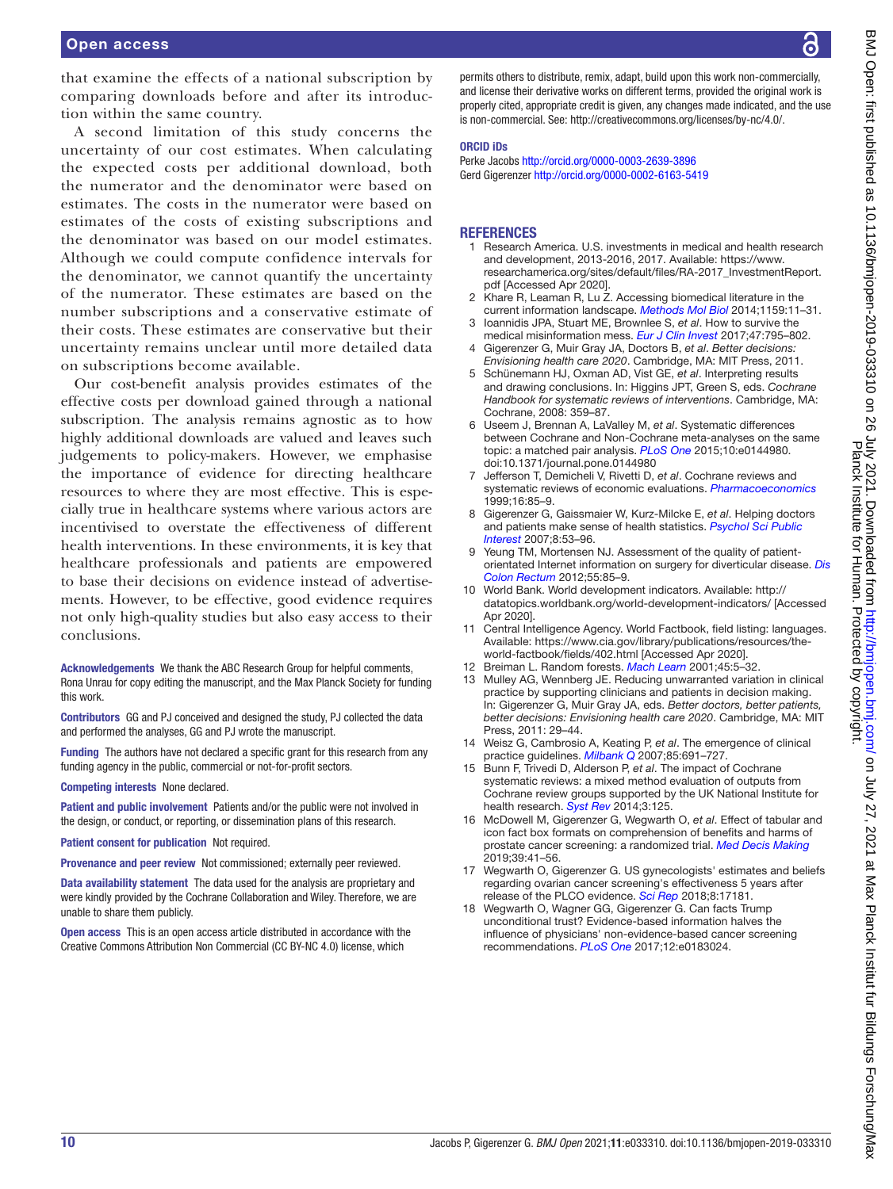that examine the effects of a national subscription by comparing downloads before and after its introduction within the same country.

A second limitation of this study concerns the uncertainty of our cost estimates. When calculating the expected costs per additional download, both the numerator and the denominator were based on estimates. The costs in the numerator were based on estimates of the costs of existing subscriptions and the denominator was based on our model estimates. Although we could compute confidence intervals for the denominator, we cannot quantify the uncertainty of the numerator. These estimates are based on the number subscriptions and a conservative estimate of their costs. These estimates are conservative but their uncertainty remains unclear until more detailed data on subscriptions become available.

Our cost-benefit analysis provides estimates of the effective costs per download gained through a national subscription. The analysis remains agnostic as to how highly additional downloads are valued and leaves such judgements to policy-makers. However, we emphasise the importance of evidence for directing healthcare resources to where they are most effective. This is especially true in healthcare systems where various actors are incentivised to overstate the effectiveness of different health interventions. In these environments, it is key that healthcare professionals and patients are empowered to base their decisions on evidence instead of advertisements. However, to be effective, good evidence requires not only high-quality studies but also easy access to their conclusions.

**Acknowledgements** We thank the ABC Research Group for helpful comments, Rona Unrau for copy editing the manuscript, and the Max Planck Society for funding this work.

**Contributors** GG and PJ conceived and designed the study, PJ collected the data and performed the analyses, GG and PJ wrote the manuscript.

**Funding** The authors have not declared a specific grant for this research from any funding agency in the public, commercial or not-for-profit sectors.

**Competing interests** None declared.

**Patient and public involvement** Patients and/or the public were not involved in the design, or conduct, or reporting, or dissemination plans of this research.

**Patient consent for publication** Not required.

**Provenance and peer review** Not commissioned; externally peer reviewed.

**Data availability statement** The data used for the analysis are proprietary and were kindly provided by the Cochrane Collaboration and Wiley. Therefore, we are unable to share them publicly.

**Open access** This is an open access article distributed in accordance with the Creative Commons Attribution Non Commercial (CC BY-NC 4.0) license, which permits others to distribute, remix, adapt, build upon this work non-commercially, and license their derivative works on different terms, provided the original work is properly cited, appropriate credit is given, any changes made indicated, and the use is non-commercial. See: http://creativecommons.org/licenses/by-nc/4.0/.

**ORCID iDs**

Perke Jacobs http://orcid.org/0000-0003-2639-3896
Gerd Gigerenzer http://orcid.org/0000-0002-6163-5419

## REFERENCES

1. Research America. U.S. investments in medical and health research and development, 2013-2016, 2017. Available: https://www.researchamerica.org/sites/default/files/RA-2017_InvestmentReport.pdf [Accessed Apr 2020].
2. Khare R, Leaman R, Lu Z. Accessing biomedical literature in the current information landscape. *Methods Mol Biol* 2014;1159:11–31.
3. Ioannidis JPA, Stuart ME, Brownlee S, *et al*. How to survive the medical misinformation mess. *Eur J Clin Invest* 2017;47:795–802.
4. Gigerenzer G, Muir Gray JA, Doctors B, *et al*. *Better decisions: Envisioning health care 2020*. Cambridge, MA: MIT Press, 2011.
5. Schünemann HJ, Oxman AD, Vist GE, *et al*. Interpreting results and drawing conclusions. In: Higgins JPT, Green S, eds. *Cochrane Handbook for systematic reviews of interventions*. Cambridge, MA: Cochrane, 2008: 359–87.
6. Useem J, Brennan A, LaValley M, *et al*. Systematic differences between Cochrane and Non-Cochrane meta-analyses on the same topic: a matched pair analysis. *PLoS One* 2015;10:e0144980. doi:10.1371/journal.pone.0144980
7. Jefferson T, Demicheli V, Rivetti D, *et al*. Cochrane reviews and systematic reviews of economic evaluations. *Pharmacoeconomics* 1999;16:85–9.
8. Gigerenzer G, Gaissmaier W, Kurz-Milcke E, *et al*. Helping doctors and patients make sense of health statistics. *Psychol Sci Public Interest* 2007;8:53–96.
9. Yeung TM, Mortensen NJ. Assessment of the quality of patient-orientated Internet information on surgery for diverticular disease. *Dis Colon Rectum* 2012;55:85–9.
10. World Bank. World development indicators. Available: http://datatopics.worldbank.org/world-development-indicators/ [Accessed Apr 2020].
11. Central Intelligence Agency. World Factbook, field listing: languages. Available: https://www.cia.gov/library/publications/resources/the-world-factbook/fields/402.html [Accessed Apr 2020].
12. Breiman L. Random forests. *Mach Learn* 2001;45:5–32.
13. Mulley AG, Wennberg JE. Reducing unwarranted variation in clinical practice by supporting clinicians and patients in decision making. In: Gigerenzer G, Muir Gray JA, eds. *Better doctors, better patients, better decisions: Envisioning health care 2020*. Cambridge, MA: MIT Press, 2011: 29–44.
14. Weisz G, Cambrosio A, Keating P, *et al*. The emergence of clinical practice guidelines. *Milbank Q* 2007;85:691–727.
15. Bunn F, Trivedi D, Alderson P, *et al*. The impact of Cochrane systematic reviews: a mixed method evaluation of outputs from Cochrane review groups supported by the UK National Institute for health research. *Syst Rev* 2014;3:125.
16. McDowell M, Gigerenzer G, Wegwarth O, *et al*. Effect of tabular and icon fact box formats on comprehension of benefits and harms of prostate cancer screening: a randomized trial. *Med Decis Making* 2019;39:41–56.
17. Wegwarth O, Gigerenzer G. US gynecologists' estimates and beliefs regarding ovarian cancer screening's effectiveness 5 years after release of the PLCO evidence. *Sci Rep* 2018;8:17181.
18. Wegwarth O, Wagner GG, Gigerenzer G. Can facts Trump unconditional trust? Evidence-based information halves the influence of physicians' non-evidence-based cancer screening recommendations. *PLoS One* 2017;12:e0183024.